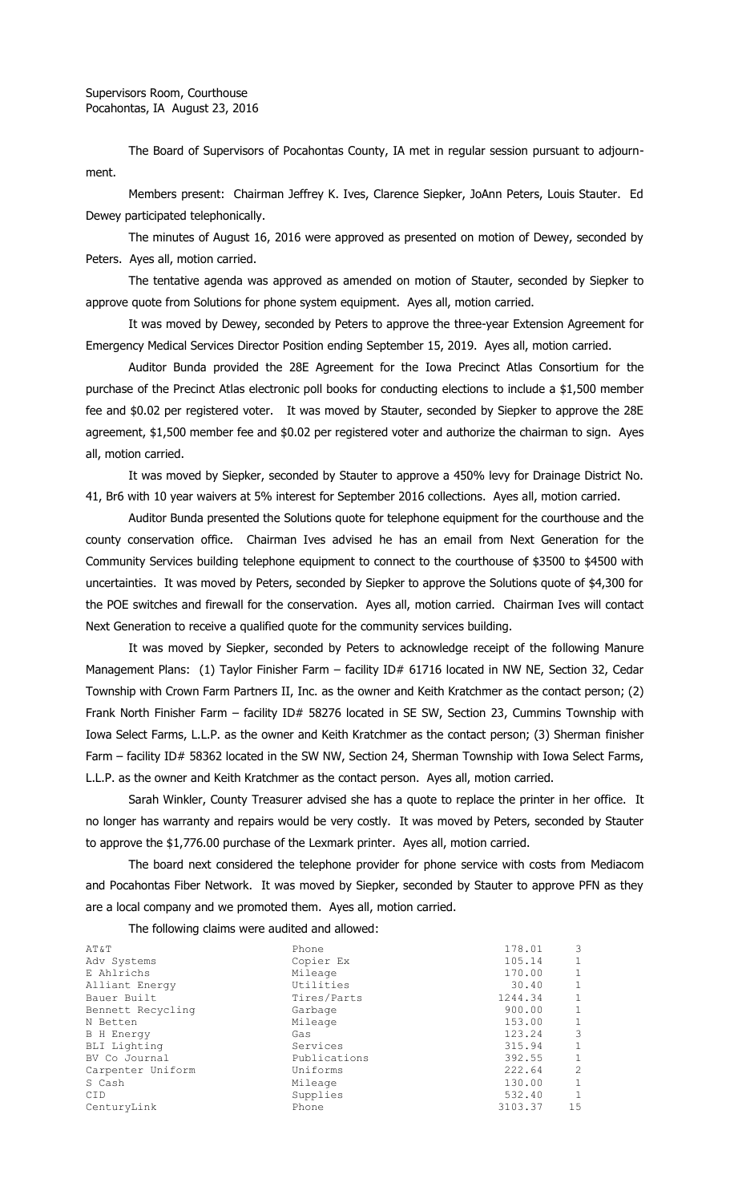Supervisors Room, Courthouse
Pocahontas, IA August 23, 2016

The Board of Supervisors of Pocahontas County, IA met in regular session pursuant to adjournment.

Members present: Chairman Jeffrey K. Ives, Clarence Siepker, JoAnn Peters, Louis Stauter. Ed Dewey participated telephonically.

The minutes of August 16, 2016 were approved as presented on motion of Dewey, seconded by Peters. Ayes all, motion carried.

The tentative agenda was approved as amended on motion of Stauter, seconded by Siepker to approve quote from Solutions for phone system equipment. Ayes all, motion carried.

It was moved by Dewey, seconded by Peters to approve the three-year Extension Agreement for Emergency Medical Services Director Position ending September 15, 2019. Ayes all, motion carried.

Auditor Bunda provided the 28E Agreement for the Iowa Precinct Atlas Consortium for the purchase of the Precinct Atlas electronic poll books for conducting elections to include a $1,500 member fee and $0.02 per registered voter. It was moved by Stauter, seconded by Siepker to approve the 28E agreement, $1,500 member fee and $0.02 per registered voter and authorize the chairman to sign. Ayes all, motion carried.

It was moved by Siepker, seconded by Stauter to approve a 450% levy for Drainage District No. 41, Br6 with 10 year waivers at 5% interest for September 2016 collections. Ayes all, motion carried.

Auditor Bunda presented the Solutions quote for telephone equipment for the courthouse and the county conservation office. Chairman Ives advised he has an email from Next Generation for the Community Services building telephone equipment to connect to the courthouse of $3500 to $4500 with uncertainties. It was moved by Peters, seconded by Siepker to approve the Solutions quote of $4,300 for the POE switches and firewall for the conservation. Ayes all, motion carried. Chairman Ives will contact Next Generation to receive a qualified quote for the community services building.

It was moved by Siepker, seconded by Peters to acknowledge receipt of the following Manure Management Plans: (1) Taylor Finisher Farm – facility ID# 61716 located in NW NE, Section 32, Cedar Township with Crown Farm Partners II, Inc. as the owner and Keith Kratchmer as the contact person; (2) Frank North Finisher Farm – facility ID# 58276 located in SE SW, Section 23, Cummins Township with Iowa Select Farms, L.L.P. as the owner and Keith Kratchmer as the contact person; (3) Sherman finisher Farm – facility ID# 58362 located in the SW NW, Section 24, Sherman Township with Iowa Select Farms, L.L.P. as the owner and Keith Kratchmer as the contact person. Ayes all, motion carried.

Sarah Winkler, County Treasurer advised she has a quote to replace the printer in her office. It no longer has warranty and repairs would be very costly. It was moved by Peters, seconded by Stauter to approve the $1,776.00 purchase of the Lexmark printer. Ayes all, motion carried.

The board next considered the telephone provider for phone service with costs from Mediacom and Pocahontas Fiber Network. It was moved by Siepker, seconded by Stauter to approve PFN as they are a local company and we promoted them. Ayes all, motion carried.

The following claims were audited and allowed:

| | | | |
|---|---|---|---|
| AT&T | Phone | 178.01 | 3 |
| Adv Systems | Copier Ex | 105.14 | 1 |
| E Ahlrichs | Mileage | 170.00 | 1 |
| Alliant Energy | Utilities | 30.40 | 1 |
| Bauer Built | Tires/Parts | 1244.34 | 1 |
| Bennett Recycling | Garbage | 900.00 | 1 |
| N Betten | Mileage | 153.00 | 1 |
| B H Energy | Gas | 123.24 | 3 |
| BLI Lighting | Services | 315.94 | 1 |
| BV Co Journal | Publications | 392.55 | 1 |
| Carpenter Uniform | Uniforms | 222.64 | 2 |
| S Cash | Mileage | 130.00 | 1 |
| CID | Supplies | 532.40 | 1 |
| CenturyLink | Phone | 3103.37 | 15 |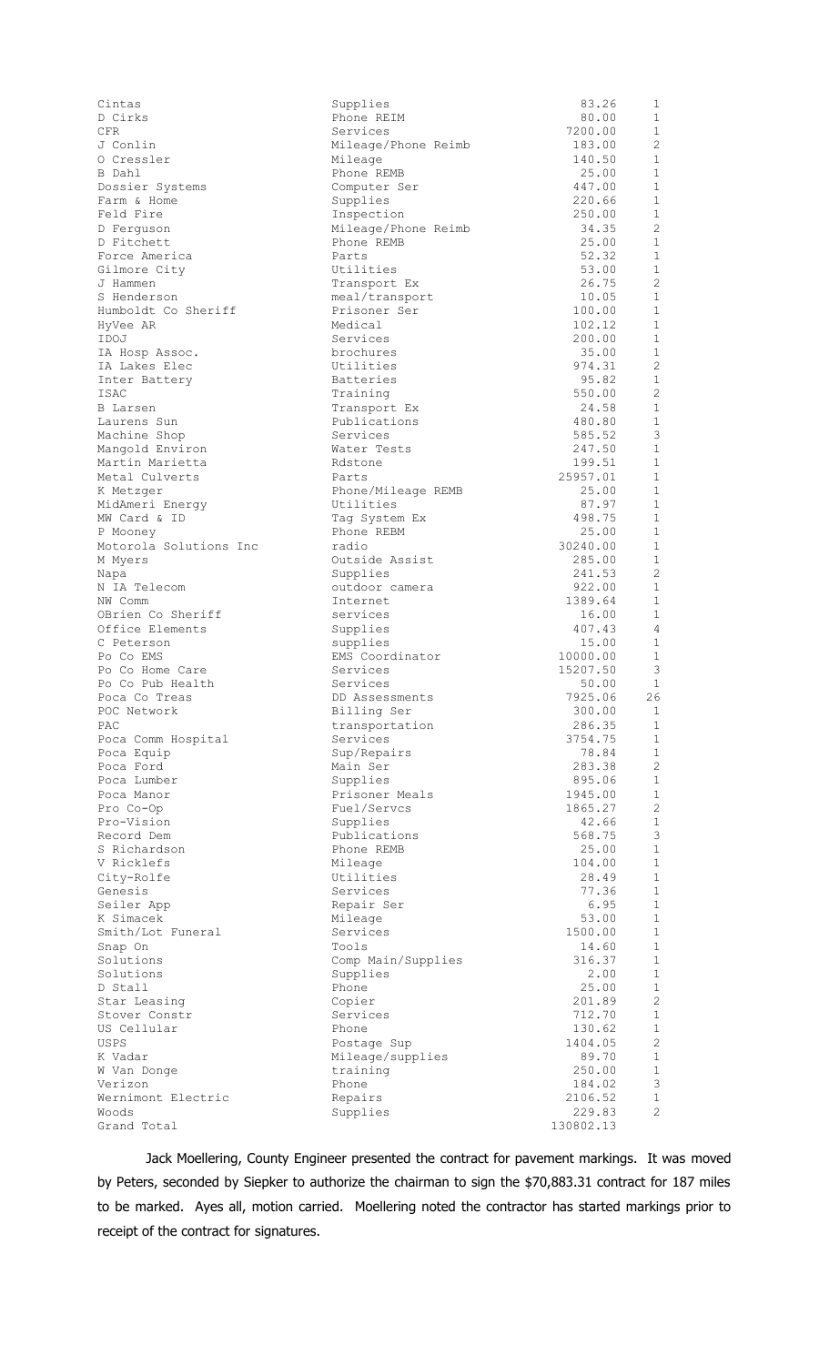| | | | |
|---|---|---|---|
| Cintas | Supplies | 83.26 | 1 |
| D Cirks | Phone REIM | 80.00 | 1 |
| CFR | Services | 7200.00 | 1 |
| J Conlin | Mileage/Phone Reimb | 183.00 | 2 |
| O Cressler | Mileage | 140.50 | 1 |
| B Dahl | Phone REMB | 25.00 | 1 |
| Dossier Systems | Computer Ser | 447.00 | 1 |
| Farm & Home | Supplies | 220.66 | 1 |
| Feld Fire | Inspection | 250.00 | 1 |
| D Ferguson | Mileage/Phone Reimb | 34.35 | 2 |
| D Fitchett | Phone REMB | 25.00 | 1 |
| Force America | Parts | 52.32 | 1 |
| Gilmore City | Utilities | 53.00 | 1 |
| J Hammen | Transport Ex | 26.75 | 2 |
| S Henderson | meal/transport | 10.05 | 1 |
| Humboldt Co Sheriff | Prisoner Ser | 100.00 | 1 |
| HyVee AR | Medical | 102.12 | 1 |
| IDOJ | Services | 200.00 | 1 |
| IA Hosp Assoc. | brochures | 35.00 | 1 |
| IA Lakes Elec | Utilities | 974.31 | 2 |
| Inter Battery | Batteries | 95.82 | 1 |
| ISAC | Training | 550.00 | 2 |
| B Larsen | Transport Ex | 24.58 | 1 |
| Laurens Sun | Publications | 480.80 | 1 |
| Machine Shop | Services | 585.52 | 3 |
| Mangold Environ | Water Tests | 247.50 | 1 |
| Martin Marietta | Rdstone | 199.51 | 1 |
| Metal Culverts | Parts | 25957.01 | 1 |
| K Metzger | Phone/Mileage REMB | 25.00 | 1 |
| MidAmeri Energy | Utilities | 87.97 | 1 |
| MW Card & ID | Tag System Ex | 498.75 | 1 |
| P Mooney | Phone REBM | 25.00 | 1 |
| Motorola Solutions Inc | radio | 30240.00 | 1 |
| M Myers | Outside Assist | 285.00 | 1 |
| Napa | Supplies | 241.53 | 2 |
| N IA Telecom | outdoor camera | 922.00 | 1 |
| NW Comm | Internet | 1389.64 | 1 |
| OBrien Co Sheriff | services | 16.00 | 1 |
| Office Elements | Supplies | 407.43 | 4 |
| C Peterson | supplies | 15.00 | 1 |
| Po Co EMS | EMS Coordinator | 10000.00 | 1 |
| Po Co Home Care | Services | 15207.50 | 3 |
| Po Co Pub Health | Services | 50.00 | 1 |
| Poca Co Treas | DD Assessments | 7925.06 | 26 |
| POC Network | Billing Ser | 300.00 | 1 |
| PAC | transportation | 286.35 | 1 |
| Poca Comm Hospital | Services | 3754.75 | 1 |
| Poca Equip | Sup/Repairs | 78.84 | 1 |
| Poca Ford | Main Ser | 283.38 | 2 |
| Poca Lumber | Supplies | 895.06 | 1 |
| Poca Manor | Prisoner Meals | 1945.00 | 1 |
| Pro Co-Op | Fuel/Servcs | 1865.27 | 2 |
| Pro-Vision | Supplies | 42.66 | 1 |
| Record Dem | Publications | 568.75 | 3 |
| S Richardson | Phone REMB | 25.00 | 1 |
| V Ricklefs | Mileage | 104.00 | 1 |
| City-Rolfe | Utilities | 28.49 | 1 |
| Genesis | Services | 77.36 | 1 |
| Seiler App | Repair Ser | 6.95 | 1 |
| K Simacek | Mileage | 53.00 | 1 |
| Smith/Lot Funeral | Services | 1500.00 | 1 |
| Snap On | Tools | 14.60 | 1 |
| Solutions | Comp Main/Supplies | 316.37 | 1 |
| Solutions | Supplies | 2.00 | 1 |
| D Stall | Phone | 25.00 | 1 |
| Star Leasing | Copier | 201.89 | 2 |
| Stover Constr | Services | 712.70 | 1 |
| US Cellular | Phone | 130.62 | 1 |
| USPS | Postage Sup | 1404.05 | 2 |
| K Vadar | Mileage/supplies | 89.70 | 1 |
| W Van Donge | training | 250.00 | 1 |
| Verizon | Phone | 184.02 | 3 |
| Wernimont Electric | Repairs | 2106.52 | 1 |
| Woods | Supplies | 229.83 | 2 |
| Grand Total | | 130802.13 | |

Jack Moellering, County Engineer presented the contract for pavement markings. It was moved by Peters, seconded by Siepker to authorize the chairman to sign the $70,883.31 contract for 187 miles to be marked. Ayes all, motion carried. Moellering noted the contractor has started markings prior to receipt of the contract for signatures.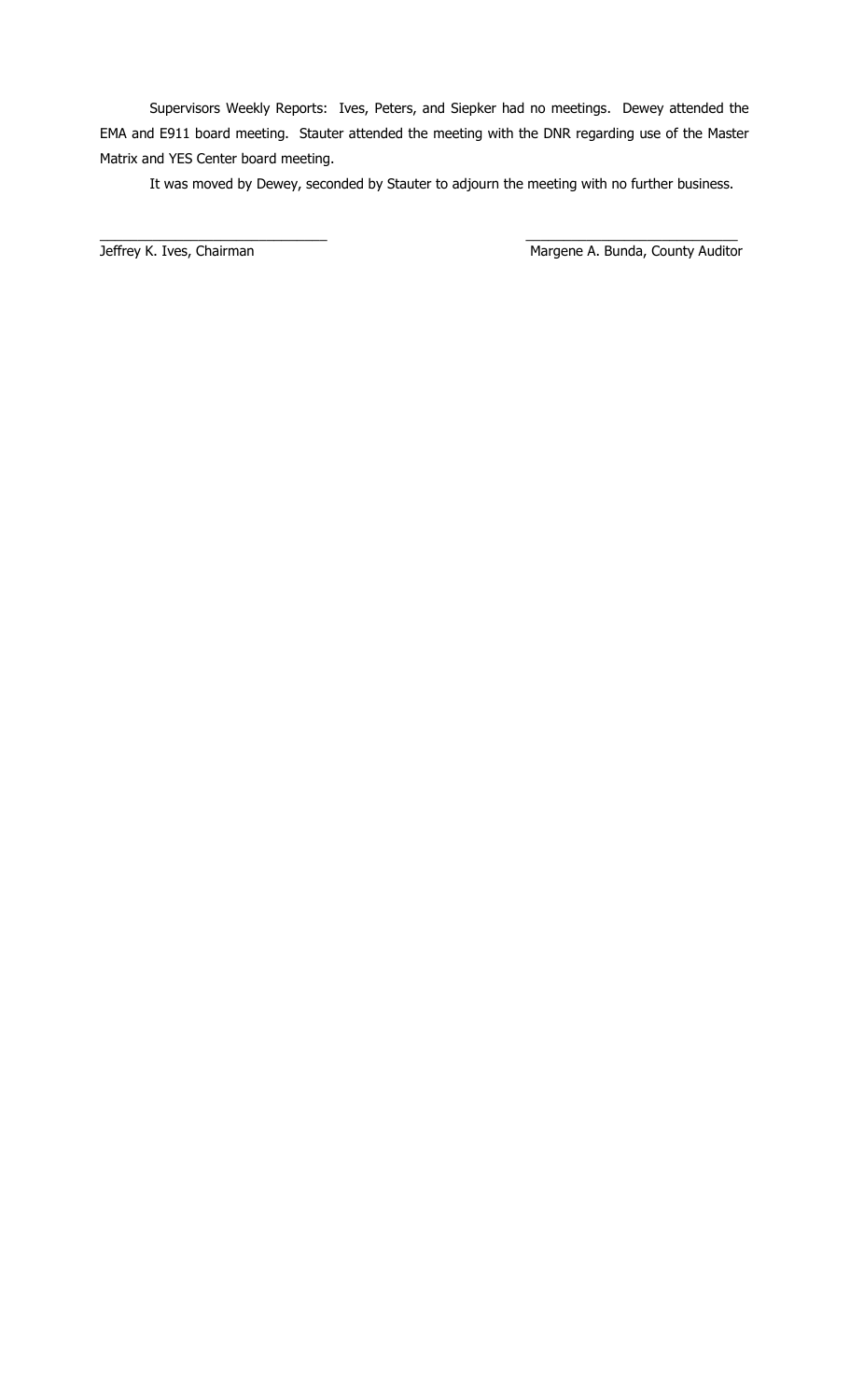Supervisors Weekly Reports: Ives, Peters, and Siepker had no meetings. Dewey attended the EMA and E911 board meeting. Stauter attended the meeting with the DNR regarding use of the Master Matrix and YES Center board meeting.

It was moved by Dewey, seconded by Stauter to adjourn the meeting with no further business.

| | |
|---|---|
| ______________________________ | ______________________________ |
| Jeffrey K. Ives, Chairman | Margene A. Bunda, County Auditor |